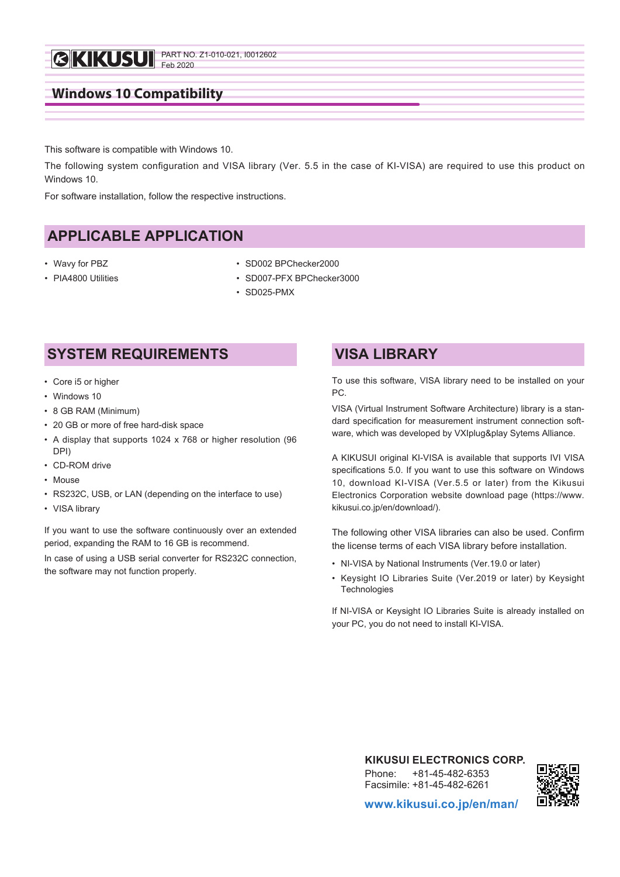KIKUSUI PART NO. Z1-010-021, I0012602
Feb 2020

# Windows 10 Compatibility

This software is compatible with Windows 10.

The following system configuration and VISA library (Ver. 5.5 in the case of KI-VISA) are required to use this product on Windows 10.

For software installation, follow the respective instructions.

## APPLICABLE APPLICATION

- Wavy for PBZ
- PIA4800 Utilities
- SD002 BPChecker2000
- SD007-PFX BPChecker3000
- SD025-PMX

## SYSTEM REQUIREMENTS

- Core i5 or higher
- Windows 10
- 8 GB RAM (Minimum)
- 20 GB or more of free hard-disk space
- A display that supports 1024 x 768 or higher resolution (96 DPI)
- CD-ROM drive
- Mouse
- RS232C, USB, or LAN (depending on the interface to use)
- VISA library

If you want to use the software continuously over an extended period, expanding the RAM to 16 GB is recommend.

In case of using a USB serial converter for RS232C connection, the software may not function properly.

## VISA LIBRARY

To use this software, VISA library need to be installed on your PC.

VISA (Virtual Instrument Software Architecture) library is a standard specification for measurement instrument connection software, which was developed by VXIplug&play Sytems Alliance.

A KIKUSUI original KI-VISA is available that supports IVI VISA specifications 5.0. If you want to use this software on Windows 10, download KI-VISA (Ver.5.5 or later) from the Kikusui Electronics Corporation website download page (https://www.kikusui.co.jp/en/download/).

The following other VISA libraries can also be used. Confirm the license terms of each VISA library before installation.

- NI-VISA by National Instruments (Ver.19.0 or later)
- Keysight IO Libraries Suite (Ver.2019 or later) by Keysight Technologies

If NI-VISA or Keysight IO Libraries Suite is already installed on your PC, you do not need to install KI-VISA.

**KIKUSUI ELECTRONICS CORP.**
Phone: +81-45-482-6353
Facsimile: +81-45-482-6261

**www.kikusui.co.jp/en/man/**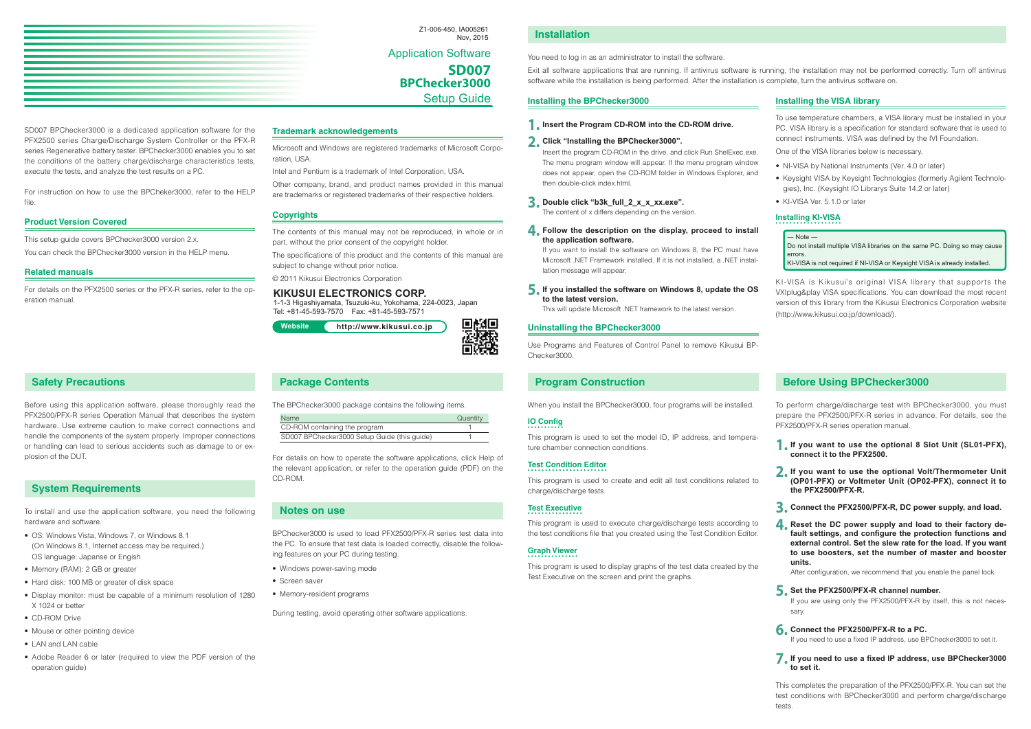Z1-006-450, IA005261
Nov, 2015

Application Software

# SD007 BPChecker3000

Setup Guide

SD007 BPChecker3000 is a dedicated application software for the PFX2500 series Charge/Discharge System Controller or the PFX-R series Regenerative battery tester. BPChecker3000 enables you to set the conditions of the battery charge/discharge characteristics tests, execute the tests, and analyze the test results on a PC.

For instruction on how to use the BPCheker3000, refer to the HELP file.

### Product Version Covered

This setup guide covers BPChecker3000 version 2.x.

You can check the BPChecker3000 version in the HELP menu.

### Related manuals

For details on the PFX2500 series or the PFX-R series, refer to the operation manual.

### Trademark acknowledgements

Microsoft and Windows are registered trademarks of Microsoft Corporation, USA.

Intel and Pentium is a trademark of Intel Corporation, USA.

Other company, brand, and product names provided in this manual are trademarks or registered trademarks of their respective holders.

### Copyrights

The contents of this manual may not be reproduced, in whole or in part, without the prior consent of the copyright holder.

The specifications of this product and the contents of this manual are subject to change without prior notice.

© 2011 Kikusui Electronics Corporation

**KIKUSUI ELECTRONICS CORP.**
1-1-3 Higashiyamata, Tsuzuki-ku, Yokohama, 224-0023, Japan
Tel: +81-45-593-7570 Fax: +81-45-593-7571

Website http://www.kikusui.co.jp

## Installation

You need to log in as an administrator to install the software.

Exit all software applications that are running. If antivirus software is running, the installation may not be performed correctly. Turn off antivirus software while the installation is being performed. After the installation is complete, turn the antivirus software on.

### Installing the BPChecker3000

1. **Insert the Program CD-ROM into the CD-ROM drive.**
2. **Click "Installing the BPChecker3000".**
   Insert the program CD-ROM in the drive, and click Run ShelExec.exe. The menu program window will appear. If the menu program window does not appear, open the CD-ROM folder in Windows Explorer, and then double-click index.html.
3. **Double click "b3k_full_2_x_x_xx.exe".**
   The content of x differs depending on the version.
4. **Follow the description on the display, proceed to install the application software.**
   If you want to install the software on Windows 8, the PC must have Microsoft .NET Framework installed. If it is not installed, a .NET installation message will appear.
5. **If you installed the software on Windows 8, update the OS to the latest version.**
   This will update Microsoft .NET framework to the latest version.

### Uninstalling the BPChecker3000

Use Programs and Features of Control Panel to remove Kikusui BPChecker3000.

### Installing the VISA library

To use temperature chambers, a VISA library must be installed in your PC. VISA library is a specification for standard software that is used to connect instruments. VISA was defined by the IVI Foundation.

One of the VISA libraries below is necessary.

- NI-VISA by National Instruments (Ver. 4.0 or later)
- Keysight VISA by Keysight Technologies (formerly Agilent Technologies), Inc. (Keysight IO Librarys Suite 14.2 or later)
- KI-VISA Ver. 5.1.0 or later

#### Installing KI-VISA

— Note —
Do not install multiple VISA libraries on the same PC. Doing so may cause errors.
KI-VISA is not required if NI-VISA or Keysight VISA is already installed.

KI-VISA is Kikusui's original VISA library that supports the VXIplug&play VISA specifications. You can download the most recent version of this library from the Kikusui Electronics Corporation website (http://www.kikusui.co.jp/download/).

## Safety Precautions

Before using this application software, please thoroughly read the PFX2500/PFX-R series Operation Manual that describes the system hardware. Use extreme caution to make correct connections and handle the components of the system properly. Improper connections or handling can lead to serious accidents such as damage to or explosion of the DUT.

## System Requirements

To install and use the application software, you need the following hardware and software.

- OS: Windows Vista, Windows 7, or Windows 8.1
  (On Windows 8.1, Internet access may be required.)
  OS language: Japanese or Engish
- Memory (RAM): 2 GB or greater
- Hard disk: 100 MB or greater of disk space
- Display monitor: must be capable of a minimum resolution of 1280 X 1024 or better
- CD-ROM Drive
- Mouse or other pointing device
- LAN and LAN cable
- Adobe Reader 6 or later (required to view the PDF version of the operation guide)

## Package Contents

The BPChecker3000 package contains the following items.

| Name | Quantity |
|---|---|
| CD-ROM containing the program | 1 |
| SD007 BPChecker3000 Setup Guide (this guide) | 1 |

For details on how to operate the software applications, click Help of the relevant application, or refer to the operation guide (PDF) on the CD-ROM.

## Notes on use

BPChecker3000 is used to load PFX2500/PFX-R series test data into the PC. To ensure that test data is loaded correctly, disable the following features on your PC during testing.

- Windows power-saving mode
- Screen saver
- Memory-resident programs

During testing, avoid operating other software applications.

## Program Construction

When you install the BPChecker3000, four programs will be installed.

#### IO Config

This program is used to set the model ID, IP address, and temperature chamber connection conditions.

#### Test Condition Editor

This program is used to create and edit all test conditions related to charge/discharge tests.

#### Test Executive

This program is used to execute charge/discharge tests according to the test conditions file that you created using the Test Condition Editor.

#### Graph Viewer

This program is used to display graphs of the test data created by the Test Executive on the screen and print the graphs.

## Before Using BPChecker3000

To perform charge/discharge test with BPChecker3000, you must prepare the PFX2500/PFX-R series in advance. For details, see the PFX2500/PFX-R series operation manual.

1. **If you want to use the optional 8 Slot Unit (SL01-PFX), connect it to the PFX2500.**
2. **If you want to use the optional Volt/Thermometer Unit (OP01-PFX) or Voltmeter Unit (OP02-PFX), connect it to the PFX2500/PFX-R.**
3. **Connect the PFX2500/PFX-R, DC power supply, and load.**
4. **Reset the DC power supply and load to their factory default settings, and configure the protection functions and external control. Set the slew rate for the load. If you want to use boosters, set the number of master and booster units.**
   After configuration, we recommend that you enable the panel lock.
5. **Set the PFX2500/PFX-R channel number.**
   If you are using only the PFX2500/PFX-R by itself, this is not necessary.
6. **Connect the PFX2500/PFX-R to a PC.**
   If you need to use a fixed IP address, use BPChecker3000 to set it.
7. **If you need to use a fixed IP address, use BPChecker3000 to set it.**

This completes the preparation of the PFX2500/PFX-R. You can set the test conditions with BPChecker3000 and perform charge/discharge tests.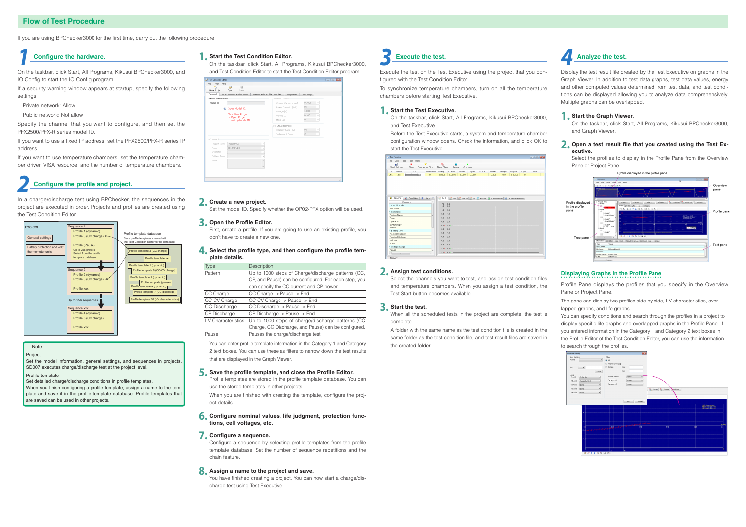## Flow of Test Procedure

If you are using BPChecker3000 for the first time, carry out the following procedure.

### 1 Configure the hardware.

On the taskbar, click Start, All Programs, Kikusui BPChecker3000, and IO Config to start the IO Config program.

If a security warning window appears at startup, specify the following settings.

Private network: Allow

Public network: Not allow

Specify the channel that you want to configure, and then set the PFX2500/PFX-R series model ID.

If you want to use a fixed IP address, set the PFX2500/PFX-R series IP address.

If you want to use temperature chambers, set the temperature chamber driver, VISA resource, and the number of temperature chambers.

### 2 Configure the profile and project.

In a charge/discharge test using BPChecker, the sequences in the project are executed in order. Projects and profiles are created using the Test Condition Editor.

Project
General settings
Battery protection and volt/thermometer units
Sequence 1
Profile 1 (dynamic)
Profile 3 (CC charge)
Profile (Pause)
Up to 256 profiles
Select from the profile template database.
Sequence 2
Profile 2 (dynamic)
Profile 3 (CC charge)
Profile xxx
Up to 256 sequences
Sequence xxx
Profile 4 (dynamic)
Profile 5 (CC charge)
Profile xxx
Profile template database
Save profile templates created with the Test Condition Editor to the database.
Profile template 3 (CC charge)
Profile template xxx
Profile template 1 (dynamic)
Profile template 6 (CC-CV charge)
Profile template 2 (dynamic)
Profile template (pause)
Profile template 4 (dynamic)
Profile template 7 (CC discharge)
Profile template 10 (I-V characteristics)

— Note —

Project
Set the model information, general settings, and sequences in projects. SD007 executes charge/discharge test at the project level.

Profile template
Set detailed charge/discharge conditions in profile templates.
When you finish configuring a profile template, assign a name to the template and save it in the profile template database. Profile templates that are saved can be used in other projects.

**1. Start the Test Condition Editor.**
On the taskbar, click Start, All Programs, Kikusui BPChecker3000, and Test Condition Editor to start the Test Condition Editor program.

**2. Create a new project.**
Set the model ID. Specify whether the OP02-PFX option will be used.

**3. Open the Profile Editor.**
First, create a profile. If you are going to use an existing profile, you don't have to create a new one.

**4. Select the profile type, and then configure the profile template details.**

| Type | Description |
|---|---|
| Pattern | Up to 1000 steps of Charge/discharge patterns (CC, CP, and Pause) can be configured. For each step, you can specify the CC current and CP power. |
| CC Charge | CC Charge -> Pause -> End |
| CC-CV Charge | CC-CV Charge -> Pause -> End |
| CC Discharge | CC Discharge -> Pause -> End |
| CP Discharge | CP Discharge -> Pause -> End |
| I-V Characteristics | Up to 1000 steps of charge/discharge patterns (CC Charge, CC Discharge, and Pause) can be configured. |
| Pause | Pauses the charge/discharge test |

You can enter profile template information in the Category 1 and Category 2 text boxes. You can use these as filters to narrow down the test results that are displayed in the Graph Viewer.

**5. Save the profile template, and close the Profile Editor.**
Profile templates are stored in the profile template database. You can use the stored templates in other projects.

When you are finished with creating the template, configure the project details.

**6. Configure nominal values, life judgment, protection functions, cell voltages, etc.**

**7. Configure a sequence.**
Configure a sequence by selecting profile templates from the profile template database. Set the number of sequence repetitions and the chain feature.

**8. Assign a name to the project and save.**
You have finished creating a project. You can now start a charge/discharge test using Test Executive.

### 3 Execute the test.

Execute the test on the Test Executive using the project that you configured with the Test Condition Editor.

To synchronize temperature chambers, turn on all the temperature chambers before starting Test Executive.

**1. Start the Test Executive.**
On the taskbar, click Start, All Programs, Kikusui BPChecker3000, and Test Executive.

Before the Test Executive starts, a system and temperature chamber configuration window opens. Check the information, and click OK to start the Test Executive.

**2. Assign test conditions.**
Select the channels you want to test, and assign test condition files and temperature chambers. When you assign a test condition, the Test Start button becomes available.

**3. Start the test.**
When all the scheduled tests in the project are complete, the test is complete.

A folder with the same name as the test condition file is created in the same folder as the test condition file, and test result files are saved in the created folder.

### 4 Analyze the test.

Display the test result file created by the Test Executive on graphs in the Graph Viewer. In addition to test data graphs, test data values, energy and other computed values determined from test data, and test conditions can be displayed allowing you to analyze data comprehensively. Multiple graphs can be overlapped.

**1. Start the Graph Viewer.**
On the taskbar, click Start, All Programs, Kikusui BPChecker3000, and Graph Viewer.

**2. Open a test result file that you created using the Test Executive.**
Select the profiles to display in the Profile Pane from the Overview Pane or Project Pane.

Profile displayed in the profile pane
Overview pane
Profile displayed in the profile pane
Profile pane
Tree pane
Text pane

#### Displaying Graphs in the Profile Pane

Profile Pane displays the profiles that you specify in the Overview Pane or Project Pane.

The pane can display two profiles side by side, I-V characteristics, overlapped graphs, and life graphs.

You can specify conditions and search through the profiles in a project to display specific life graphs and overlapped graphs in the Profile Pane. If you entered information in the Category 1 and Category 2 text boxes in the Profile Editor of the Test Condition Editor, you can use the information to search through the profiles.